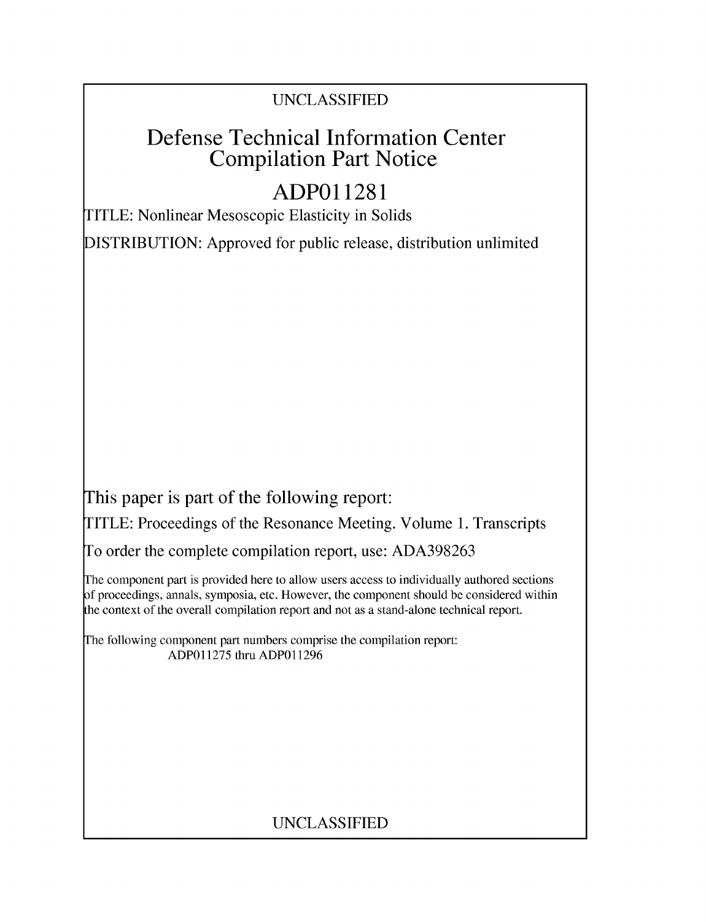UNCLASSIFIED

# Defense Technical Information Center Compilation Part Notice

# ADP011281

TITLE: Nonlinear Mesoscopic Elasticity in Solids

DISTRIBUTION: Approved for public release, distribution unlimited

This paper is part of the following report:

TITLE: Proceedings of the Resonance Meeting. Volume 1. Transcripts

To order the complete compilation report, use: ADA398263

The component part is provided here to allow users access to individually authored sections of proceedings, annals, symposia, etc. However, the component should be considered within the context of the overall compilation report and not as a stand-alone technical report.

The following component part numbers comprise the compilation report:
ADP011275 thru ADP011296

UNCLASSIFIED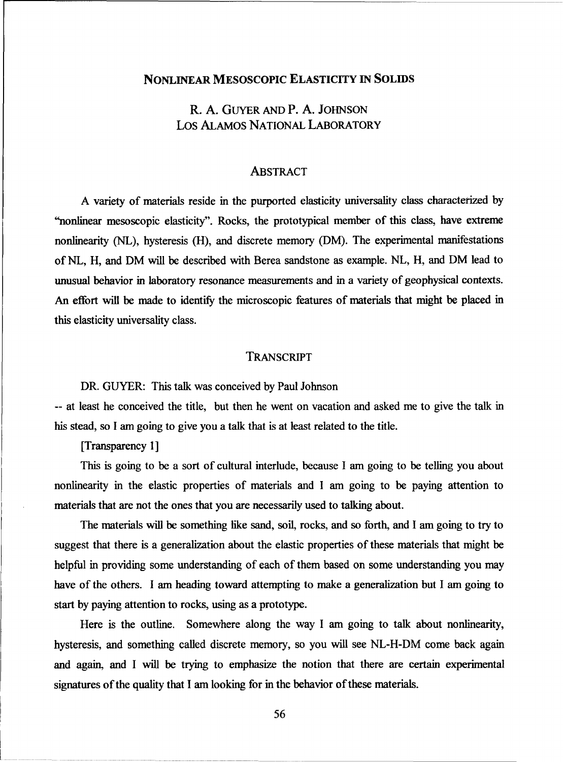# NONLINEAR MESOSCOPIC ELASTICITY IN SOLIDS

R. A. GUYER AND P. A. JOHNSON
LOS ALAMOS NATIONAL LABORATORY

## ABSTRACT

A variety of materials reside in the purported elasticity universality class characterized by "nonlinear mesoscopic elasticity". Rocks, the prototypical member of this class, have extreme nonlinearity (NL), hysteresis (H), and discrete memory (DM). The experimental manifestations of NL, H, and DM will be described with Berea sandstone as example. NL, H, and DM lead to unusual behavior in laboratory resonance measurements and in a variety of geophysical contexts. An effort will be made to identify the microscopic features of materials that might be placed in this elasticity universality class.

## TRANSCRIPT

DR. GUYER: This talk was conceived by Paul Johnson -- at least he conceived the title, but then he went on vacation and asked me to give the talk in his stead, so I am going to give you a talk that is at least related to the title.

[Transparency 1]

This is going to be a sort of cultural interlude, because I am going to be telling you about nonlinearity in the elastic properties of materials and I am going to be paying attention to materials that are not the ones that you are necessarily used to talking about.

The materials will be something like sand, soil, rocks, and so forth, and I am going to try to suggest that there is a generalization about the elastic properties of these materials that might be helpful in providing some understanding of each of them based on some understanding you may have of the others. I am heading toward attempting to make a generalization but I am going to start by paying attention to rocks, using as a prototype.

Here is the outline. Somewhere along the way I am going to talk about nonlinearity, hysteresis, and something called discrete memory, so you will see NL-H-DM come back again and again, and I will be trying to emphasize the notion that there are certain experimental signatures of the quality that I am looking for in the behavior of these materials.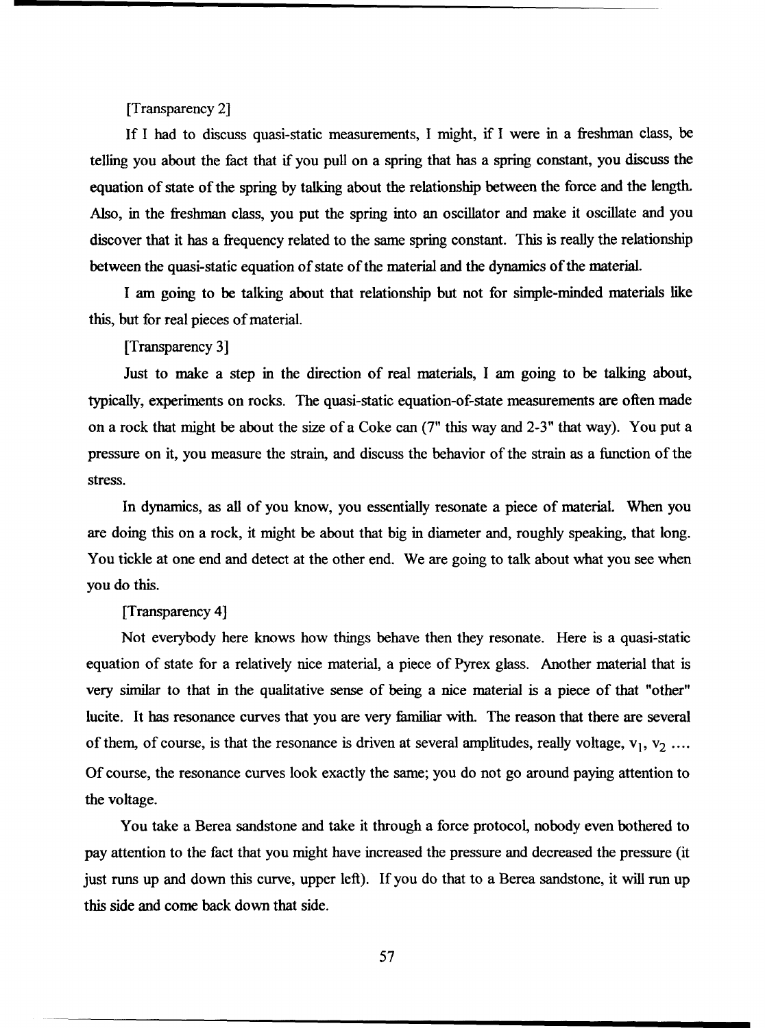[Transparency 2]

If I had to discuss quasi-static measurements, I might, if I were in a freshman class, be telling you about the fact that if you pull on a spring that has a spring constant, you discuss the equation of state of the spring by talking about the relationship between the force and the length. Also, in the freshman class, you put the spring into an oscillator and make it oscillate and you discover that it has a frequency related to the same spring constant. This is really the relationship between the quasi-static equation of state of the material and the dynamics of the material.

I am going to be talking about that relationship but not for simple-minded materials like this, but for real pieces of material.

[Transparency 3]

Just to make a step in the direction of real materials, I am going to be talking about, typically, experiments on rocks. The quasi-static equation-of-state measurements are often made on a rock that might be about the size of a Coke can (7" this way and 2-3" that way). You put a pressure on it, you measure the strain, and discuss the behavior of the strain as a function of the stress.

In dynamics, as all of you know, you essentially resonate a piece of material. When you are doing this on a rock, it might be about that big in diameter and, roughly speaking, that long. You tickle at one end and detect at the other end. We are going to talk about what you see when you do this.

[Transparency 4]

Not everybody here knows how things behave then they resonate. Here is a quasi-static equation of state for a relatively nice material, a piece of Pyrex glass. Another material that is very similar to that in the qualitative sense of being a nice material is a piece of that "other" lucite. It has resonance curves that you are very familiar with. The reason that there are several of them, of course, is that the resonance is driven at several amplitudes, really voltage, $v_1$, $v_2$ .... Of course, the resonance curves look exactly the same; you do not go around paying attention to the voltage.

You take a Berea sandstone and take it through a force protocol, nobody even bothered to pay attention to the fact that you might have increased the pressure and decreased the pressure (it just runs up and down this curve, upper left). If you do that to a Berea sandstone, it will run up this side and come back down that side.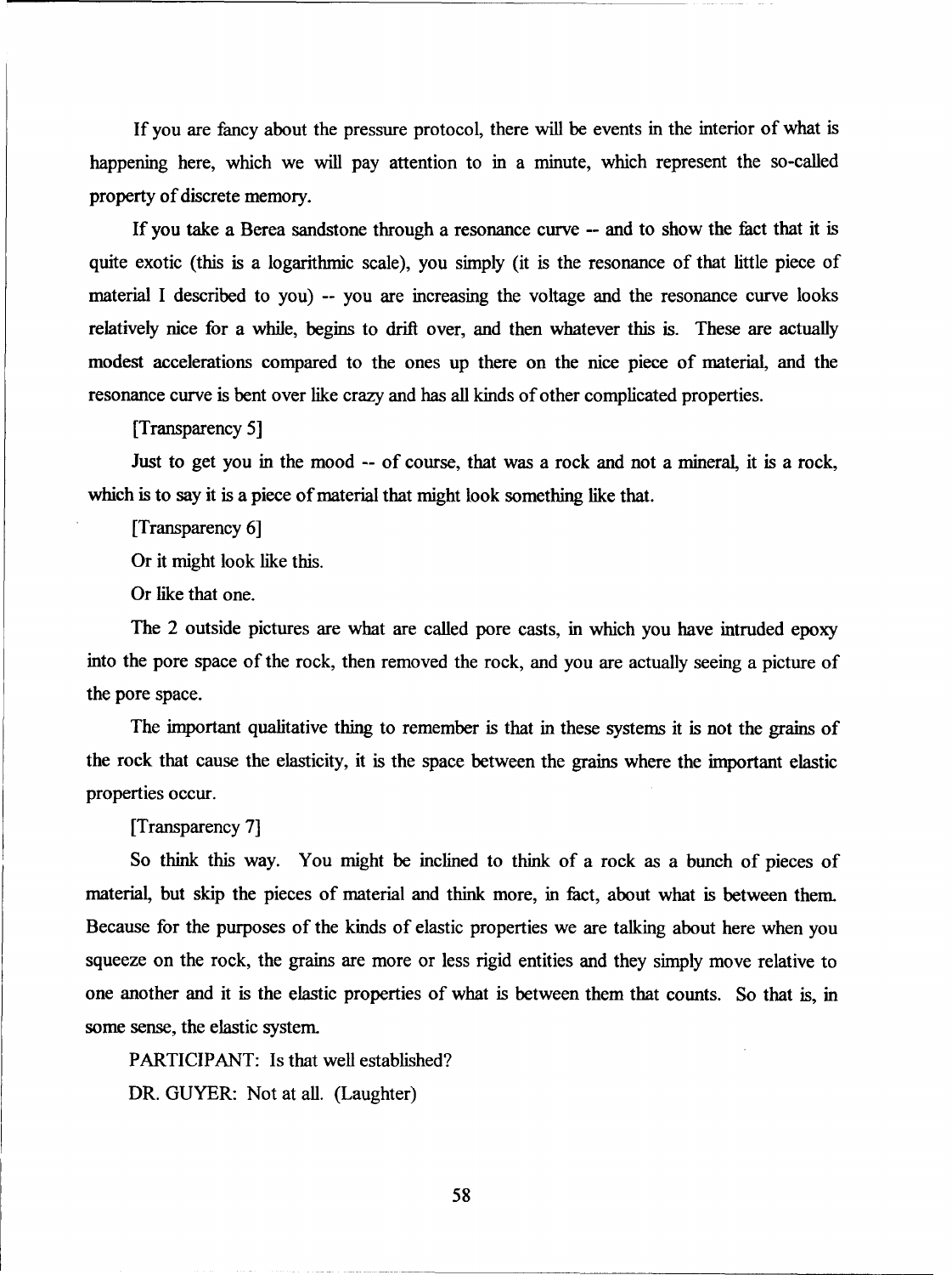If you are fancy about the pressure protocol, there will be events in the interior of what is happening here, which we will pay attention to in a minute, which represent the so-called property of discrete memory.

If you take a Berea sandstone through a resonance curve -- and to show the fact that it is quite exotic (this is a logarithmic scale), you simply (it is the resonance of that little piece of material I described to you) -- you are increasing the voltage and the resonance curve looks relatively nice for a while, begins to drift over, and then whatever this is. These are actually modest accelerations compared to the ones up there on the nice piece of material, and the resonance curve is bent over like crazy and has all kinds of other complicated properties.

[Transparency 5]

Just to get you in the mood -- of course, that was a rock and not a mineral, it is a rock, which is to say it is a piece of material that might look something like that.

[Transparency 6]

Or it might look like this.

Or like that one.

The 2 outside pictures are what are called pore casts, in which you have intruded epoxy into the pore space of the rock, then removed the rock, and you are actually seeing a picture of the pore space.

The important qualitative thing to remember is that in these systems it is not the grains of the rock that cause the elasticity, it is the space between the grains where the important elastic properties occur.

[Transparency 7]

So think this way. You might be inclined to think of a rock as a bunch of pieces of material, but skip the pieces of material and think more, in fact, about what is between them. Because for the purposes of the kinds of elastic properties we are talking about here when you squeeze on the rock, the grains are more or less rigid entities and they simply move relative to one another and it is the elastic properties of what is between them that counts. So that is, in some sense, the elastic system.

PARTICIPANT: Is that well established?

DR. GUYER: Not at all. (Laughter)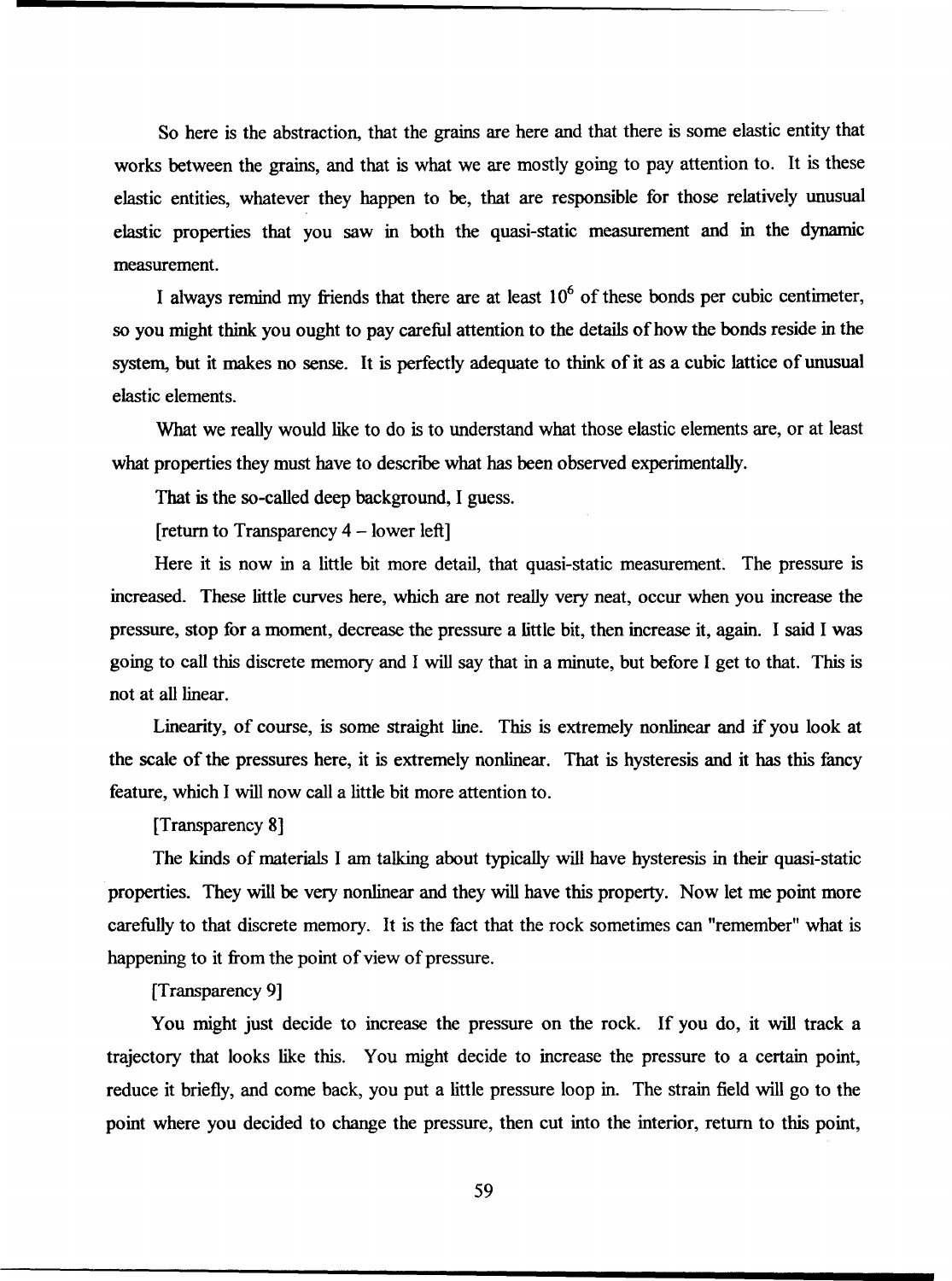So here is the abstraction, that the grains are here and that there is some elastic entity that works between the grains, and that is what we are mostly going to pay attention to. It is these elastic entities, whatever they happen to be, that are responsible for those relatively unusual elastic properties that you saw in both the quasi-static measurement and in the dynamic measurement.

I always remind my friends that there are at least $10^6$ of these bonds per cubic centimeter, so you might think you ought to pay careful attention to the details of how the bonds reside in the system, but it makes no sense. It is perfectly adequate to think of it as a cubic lattice of unusual elastic elements.

What we really would like to do is to understand what those elastic elements are, or at least what properties they must have to describe what has been observed experimentally.

That is the so-called deep background, I guess.

[return to Transparency 4 – lower left]

Here it is now in a little bit more detail, that quasi-static measurement. The pressure is increased. These little curves here, which are not really very neat, occur when you increase the pressure, stop for a moment, decrease the pressure a little bit, then increase it, again. I said I was going to call this discrete memory and I will say that in a minute, but before I get to that. This is not at all linear.

Linearity, of course, is some straight line. This is extremely nonlinear and if you look at the scale of the pressures here, it is extremely nonlinear. That is hysteresis and it has this fancy feature, which I will now call a little bit more attention to.

[Transparency 8]

The kinds of materials I am talking about typically will have hysteresis in their quasi-static properties. They will be very nonlinear and they will have this property. Now let me point more carefully to that discrete memory. It is the fact that the rock sometimes can "remember" what is happening to it from the point of view of pressure.

[Transparency 9]

You might just decide to increase the pressure on the rock. If you do, it will track a trajectory that looks like this. You might decide to increase the pressure to a certain point, reduce it briefly, and come back, you put a little pressure loop in. The strain field will go to the point where you decided to change the pressure, then cut into the interior, return to this point,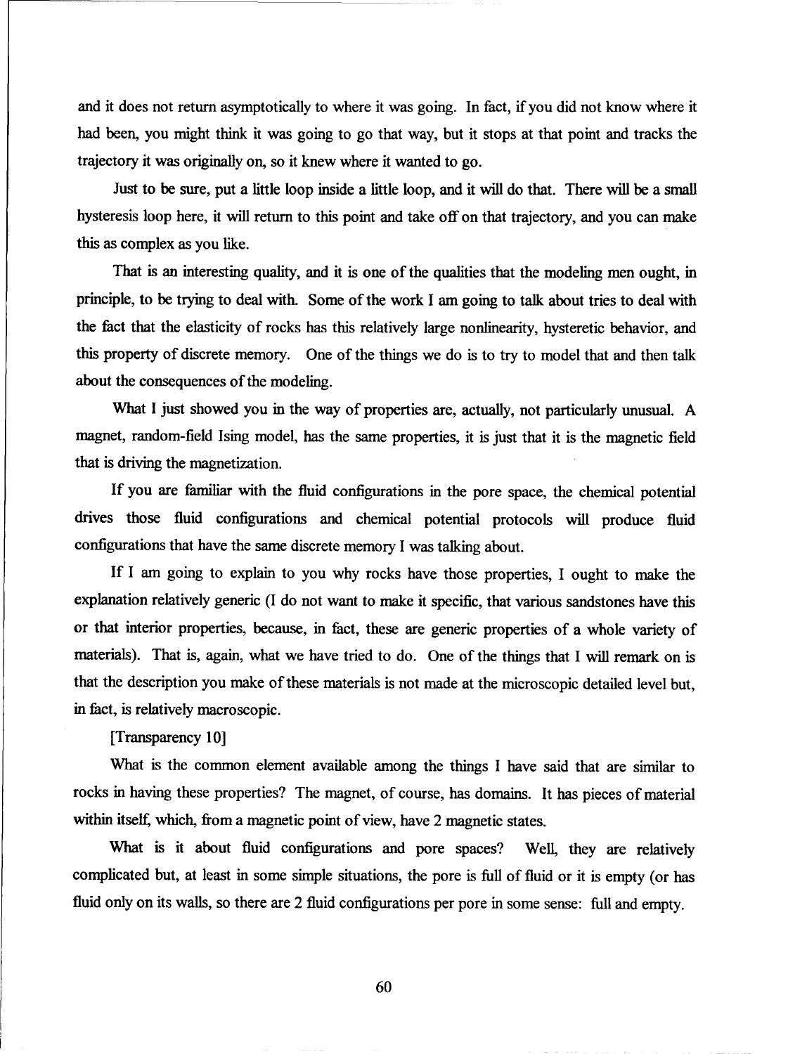and it does not return asymptotically to where it was going. In fact, if you did not know where it had been, you might think it was going to go that way, but it stops at that point and tracks the trajectory it was originally on, so it knew where it wanted to go.

Just to be sure, put a little loop inside a little loop, and it will do that. There will be a small hysteresis loop here, it will return to this point and take off on that trajectory, and you can make this as complex as you like.

That is an interesting quality, and it is one of the qualities that the modeling men ought, in principle, to be trying to deal with. Some of the work I am going to talk about tries to deal with the fact that the elasticity of rocks has this relatively large nonlinearity, hysteretic behavior, and this property of discrete memory. One of the things we do is to try to model that and then talk about the consequences of the modeling.

What I just showed you in the way of properties are, actually, not particularly unusual. A magnet, random-field Ising model, has the same properties, it is just that it is the magnetic field that is driving the magnetization.

If you are familiar with the fluid configurations in the pore space, the chemical potential drives those fluid configurations and chemical potential protocols will produce fluid configurations that have the same discrete memory I was talking about.

If I am going to explain to you why rocks have those properties, I ought to make the explanation relatively generic (I do not want to make it specific, that various sandstones have this or that interior properties, because, in fact, these are generic properties of a whole variety of materials). That is, again, what we have tried to do. One of the things that I will remark on is that the description you make of these materials is not made at the microscopic detailed level but, in fact, is relatively macroscopic.

[Transparency 10]

What is the common element available among the things I have said that are similar to rocks in having these properties? The magnet, of course, has domains. It has pieces of material within itself, which, from a magnetic point of view, have 2 magnetic states.

What is it about fluid configurations and pore spaces? Well, they are relatively complicated but, at least in some simple situations, the pore is full of fluid or it is empty (or has fluid only on its walls, so there are 2 fluid configurations per pore in some sense: full and empty.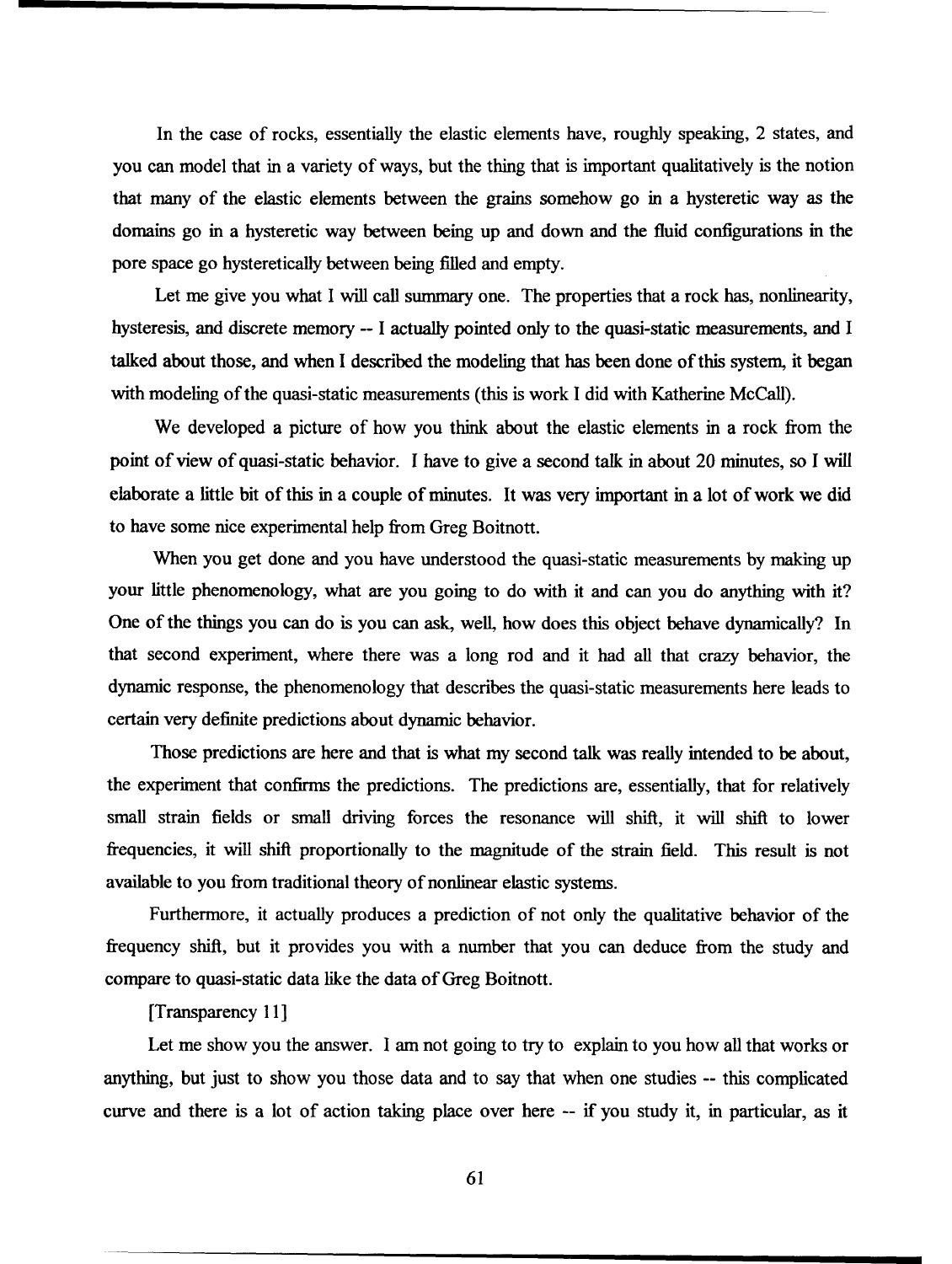In the case of rocks, essentially the elastic elements have, roughly speaking, 2 states, and you can model that in a variety of ways, but the thing that is important qualitatively is the notion that many of the elastic elements between the grains somehow go in a hysteretic way as the domains go in a hysteretic way between being up and down and the fluid configurations in the pore space go hysteretically between being filled and empty.

Let me give you what I will call summary one. The properties that a rock has, nonlinearity, hysteresis, and discrete memory -- I actually pointed only to the quasi-static measurements, and I talked about those, and when I described the modeling that has been done of this system, it began with modeling of the quasi-static measurements (this is work I did with Katherine McCall).

We developed a picture of how you think about the elastic elements in a rock from the point of view of quasi-static behavior. I have to give a second talk in about 20 minutes, so I will elaborate a little bit of this in a couple of minutes. It was very important in a lot of work we did to have some nice experimental help from Greg Boitnott.

When you get done and you have understood the quasi-static measurements by making up your little phenomenology, what are you going to do with it and can you do anything with it? One of the things you can do is you can ask, well, how does this object behave dynamically? In that second experiment, where there was a long rod and it had all that crazy behavior, the dynamic response, the phenomenology that describes the quasi-static measurements here leads to certain very definite predictions about dynamic behavior.

Those predictions are here and that is what my second talk was really intended to be about, the experiment that confirms the predictions. The predictions are, essentially, that for relatively small strain fields or small driving forces the resonance will shift, it will shift to lower frequencies, it will shift proportionally to the magnitude of the strain field. This result is not available to you from traditional theory of nonlinear elastic systems.

Furthermore, it actually produces a prediction of not only the qualitative behavior of the frequency shift, but it provides you with a number that you can deduce from the study and compare to quasi-static data like the data of Greg Boitnott.

[Transparency 11]

Let me show you the answer. I am not going to try to explain to you how all that works or anything, but just to show you those data and to say that when one studies -- this complicated curve and there is a lot of action taking place over here -- if you study it, in particular, as it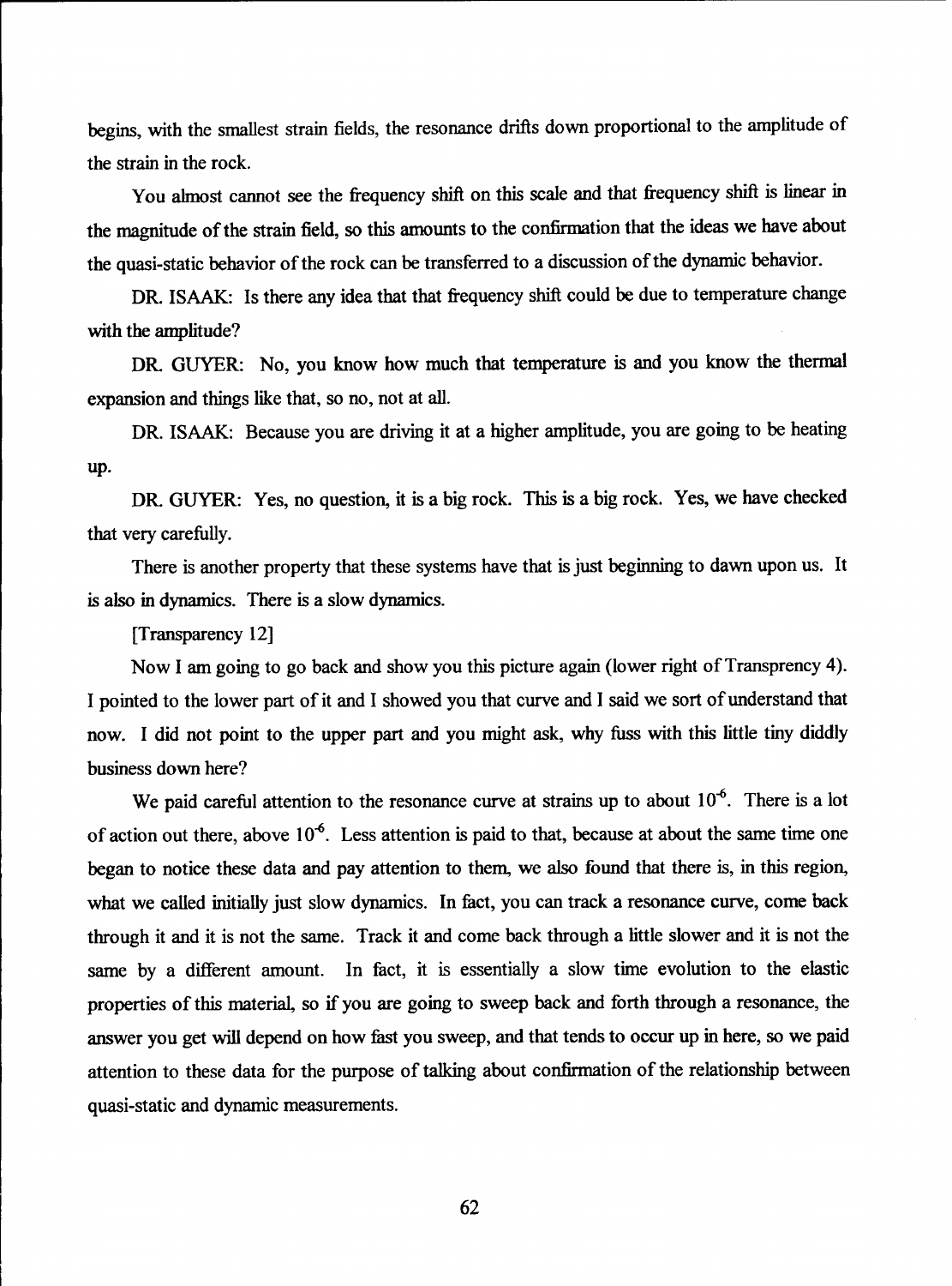begins, with the smallest strain fields, the resonance drifts down proportional to the amplitude of the strain in the rock.

You almost cannot see the frequency shift on this scale and that frequency shift is linear in the magnitude of the strain field, so this amounts to the confirmation that the ideas we have about the quasi-static behavior of the rock can be transferred to a discussion of the dynamic behavior.

DR. ISAAK: Is there any idea that that frequency shift could be due to temperature change with the amplitude?

DR. GUYER: No, you know how much that temperature is and you know the thermal expansion and things like that, so no, not at all.

DR. ISAAK: Because you are driving it at a higher amplitude, you are going to be heating up.

DR. GUYER: Yes, no question, it is a big rock. This is a big rock. Yes, we have checked that very carefully.

There is another property that these systems have that is just beginning to dawn upon us. It is also in dynamics. There is a slow dynamics.

[Transparency 12]

Now I am going to go back and show you this picture again (lower right of Transprency 4). I pointed to the lower part of it and I showed you that curve and I said we sort of understand that now. I did not point to the upper part and you might ask, why fuss with this little tiny diddly business down here?

We paid careful attention to the resonance curve at strains up to about $10^{-6}$. There is a lot of action out there, above $10^{-6}$. Less attention is paid to that, because at about the same time one began to notice these data and pay attention to them, we also found that there is, in this region, what we called initially just slow dynamics. In fact, you can track a resonance curve, come back through it and it is not the same. Track it and come back through a little slower and it is not the same by a different amount. In fact, it is essentially a slow time evolution to the elastic properties of this material, so if you are going to sweep back and forth through a resonance, the answer you get will depend on how fast you sweep, and that tends to occur up in here, so we paid attention to these data for the purpose of talking about confirmation of the relationship between quasi-static and dynamic measurements.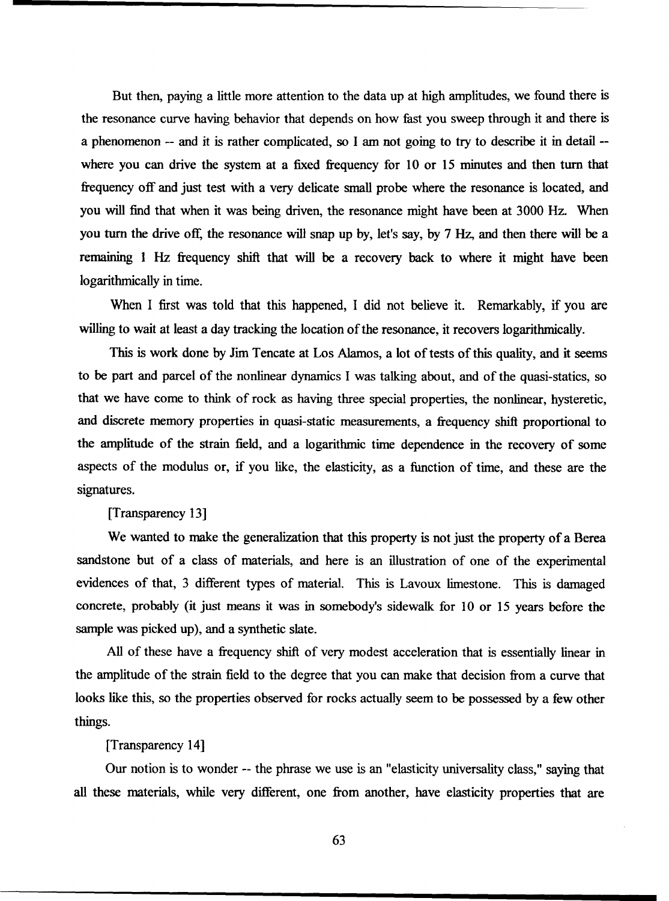But then, paying a little more attention to the data up at high amplitudes, we found there is the resonance curve having behavior that depends on how fast you sweep through it and there is a phenomenon -- and it is rather complicated, so I am not going to try to describe it in detail -- where you can drive the system at a fixed frequency for 10 or 15 minutes and then turn that frequency off and just test with a very delicate small probe where the resonance is located, and you will find that when it was being driven, the resonance might have been at 3000 Hz. When you turn the drive off, the resonance will snap up by, let's say, by 7 Hz, and then there will be a remaining 1 Hz frequency shift that will be a recovery back to where it might have been logarithmically in time.

When I first was told that this happened, I did not believe it. Remarkably, if you are willing to wait at least a day tracking the location of the resonance, it recovers logarithmically.

This is work done by Jim Tencate at Los Alamos, a lot of tests of this quality, and it seems to be part and parcel of the nonlinear dynamics I was talking about, and of the quasi-statics, so that we have come to think of rock as having three special properties, the nonlinear, hysteretic, and discrete memory properties in quasi-static measurements, a frequency shift proportional to the amplitude of the strain field, and a logarithmic time dependence in the recovery of some aspects of the modulus or, if you like, the elasticity, as a function of time, and these are the signatures.

[Transparency 13]

We wanted to make the generalization that this property is not just the property of a Berea sandstone but of a class of materials, and here is an illustration of one of the experimental evidences of that, 3 different types of material. This is Lavoux limestone. This is damaged concrete, probably (it just means it was in somebody's sidewalk for 10 or 15 years before the sample was picked up), and a synthetic slate.

All of these have a frequency shift of very modest acceleration that is essentially linear in the amplitude of the strain field to the degree that you can make that decision from a curve that looks like this, so the properties observed for rocks actually seem to be possessed by a few other things.

[Transparency 14]

Our notion is to wonder -- the phrase we use is an "elasticity universality class," saying that all these materials, while very different, one from another, have elasticity properties that are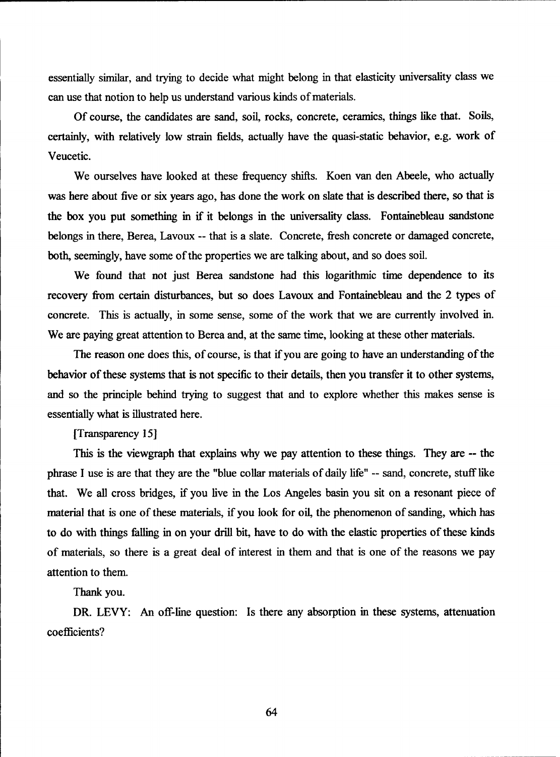essentially similar, and trying to decide what might belong in that elasticity universality class we can use that notion to help us understand various kinds of materials.

Of course, the candidates are sand, soil, rocks, concrete, ceramics, things like that. Soils, certainly, with relatively low strain fields, actually have the quasi-static behavior, e.g. work of Veucetic.

We ourselves have looked at these frequency shifts. Koen van den Abeele, who actually was here about five or six years ago, has done the work on slate that is described there, so that is the box you put something in if it belongs in the universality class. Fontainebleau sandstone belongs in there, Berea, Lavoux -- that is a slate. Concrete, fresh concrete or damaged concrete, both, seemingly, have some of the properties we are talking about, and so does soil.

We found that not just Berea sandstone had this logarithmic time dependence to its recovery from certain disturbances, but so does Lavoux and Fontainebleau and the 2 types of concrete. This is actually, in some sense, some of the work that we are currently involved in. We are paying great attention to Berea and, at the same time, looking at these other materials.

The reason one does this, of course, is that if you are going to have an understanding of the behavior of these systems that is not specific to their details, then you transfer it to other systems, and so the principle behind trying to suggest that and to explore whether this makes sense is essentially what is illustrated here.

[Transparency 15]

This is the viewgraph that explains why we pay attention to these things. They are -- the phrase I use is are that they are the "blue collar materials of daily life" -- sand, concrete, stuff like that. We all cross bridges, if you live in the Los Angeles basin you sit on a resonant piece of material that is one of these materials, if you look for oil, the phenomenon of sanding, which has to do with things falling in on your drill bit, have to do with the elastic properties of these kinds of materials, so there is a great deal of interest in them and that is one of the reasons we pay attention to them.

Thank you.

DR. LEVY: An off-line question: Is there any absorption in these systems, attenuation coefficients?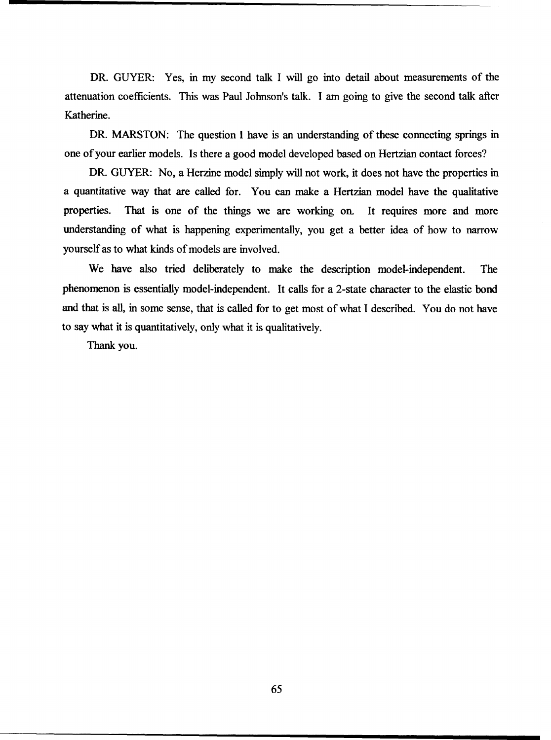DR. GUYER: Yes, in my second talk I will go into detail about measurements of the attenuation coefficients. This was Paul Johnson's talk. I am going to give the second talk after Katherine.

DR. MARSTON: The question I have is an understanding of these connecting springs in one of your earlier models. Is there a good model developed based on Hertzian contact forces?

DR. GUYER: No, a Herzine model simply will not work, it does not have the properties in a quantitative way that are called for. You can make a Hertzian model have the qualitative properties. That is one of the things we are working on. It requires more and more understanding of what is happening experimentally, you get a better idea of how to narrow yourself as to what kinds of models are involved.

We have also tried deliberately to make the description model-independent. The phenomenon is essentially model-independent. It calls for a 2-state character to the elastic bond and that is all, in some sense, that is called for to get most of what I described. You do not have to say what it is quantitatively, only what it is qualitatively.

Thank you.